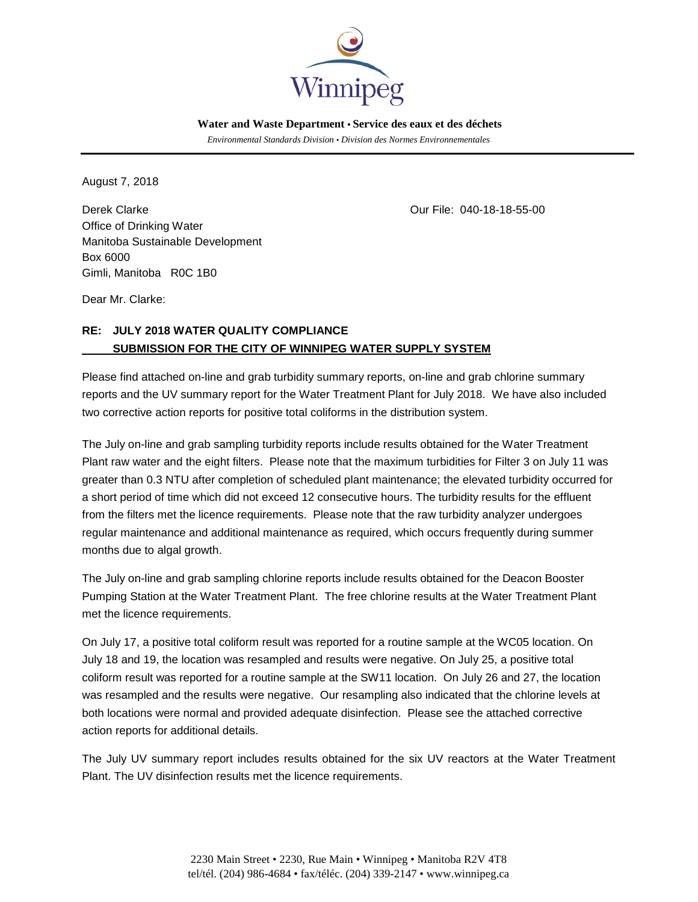Winnipeg

**Water and Waste Department • Service des eaux et des déchets**

*Environmental Standards Division • Division des Normes Environnementales*

---

August 7, 2018

Derek Clarke
Office of Drinking Water
Manitoba Sustainable Development
Box 6000
Gimli, Manitoba R0C 1B0

Our File: 040-18-18-55-00

Dear Mr. Clarke:

**RE: JULY 2018 WATER QUALITY COMPLIANCE SUBMISSION FOR THE CITY OF WINNIPEG WATER SUPPLY SYSTEM**

Please find attached on-line and grab turbidity summary reports, on-line and grab chlorine summary reports and the UV summary report for the Water Treatment Plant for July 2018. We have also included two corrective action reports for positive total coliforms in the distribution system.

The July on-line and grab sampling turbidity reports include results obtained for the Water Treatment Plant raw water and the eight filters. Please note that the maximum turbidities for Filter 3 on July 11 was greater than 0.3 NTU after completion of scheduled plant maintenance; the elevated turbidity occurred for a short period of time which did not exceed 12 consecutive hours. The turbidity results for the effluent from the filters met the licence requirements. Please note that the raw turbidity analyzer undergoes regular maintenance and additional maintenance as required, which occurs frequently during summer months due to algal growth.

The July on-line and grab sampling chlorine reports include results obtained for the Deacon Booster Pumping Station at the Water Treatment Plant. The free chlorine results at the Water Treatment Plant met the licence requirements.

On July 17, a positive total coliform result was reported for a routine sample at the WC05 location. On July 18 and 19, the location was resampled and results were negative. On July 25, a positive total coliform result was reported for a routine sample at the SW11 location. On July 26 and 27, the location was resampled and the results were negative. Our resampling also indicated that the chlorine levels at both locations were normal and provided adequate disinfection. Please see the attached corrective action reports for additional details.

The July UV summary report includes results obtained for the six UV reactors at the Water Treatment Plant. The UV disinfection results met the licence requirements.

2230 Main Street • 2230, Rue Main • Winnipeg • Manitoba R2V 4T8
tel/tél. (204) 986-4684 • fax/téléc. (204) 339-2147 • www.winnipeg.ca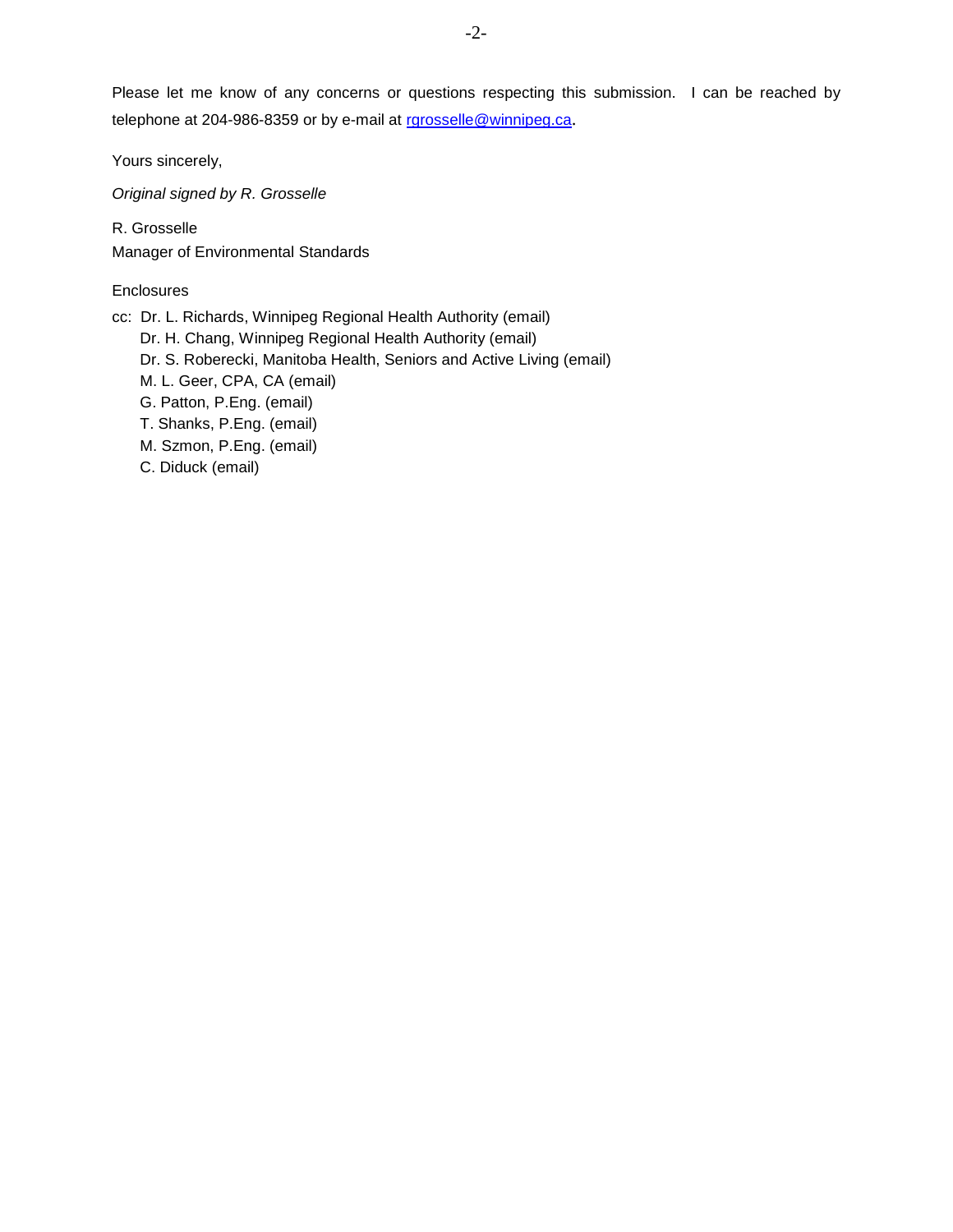Please let me know of any concerns or questions respecting this submission. I can be reached by telephone at 204-986-8359 or by e-mail at [rgrosselle@winnipeg.ca](mailto:rgrosselle@winnipeg.ca).

Yours sincerely,

*Original signed by R. Grosselle*

R. Grosselle
Manager of Environmental Standards

Enclosures

cc: Dr. L. Richards, Winnipeg Regional Health Authority (email)
Dr. H. Chang, Winnipeg Regional Health Authority (email)
Dr. S. Roberecki, Manitoba Health, Seniors and Active Living (email)
M. L. Geer, CPA, CA (email)
G. Patton, P.Eng. (email)
T. Shanks, P.Eng. (email)
M. Szmon, P.Eng. (email)
C. Diduck (email)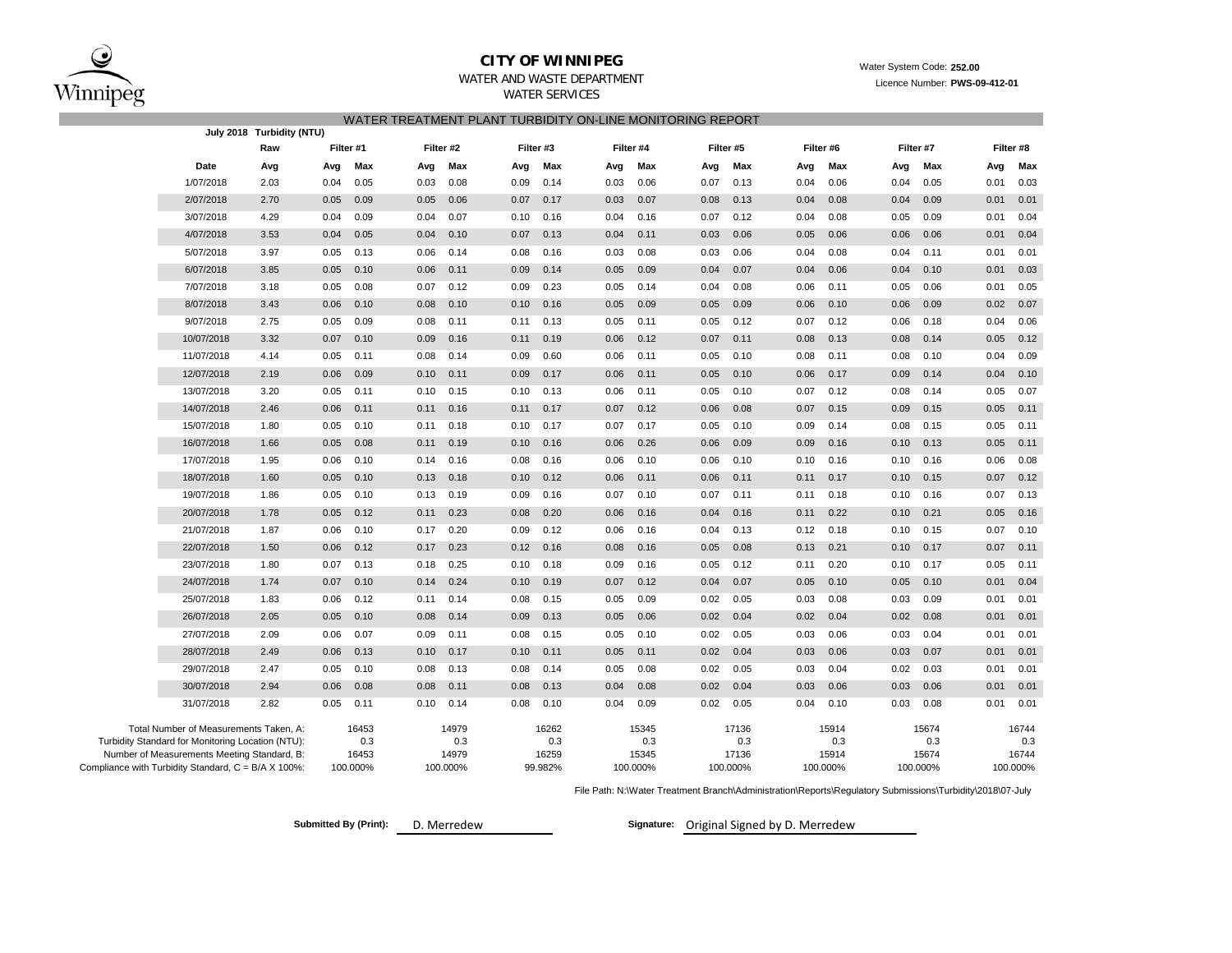**CITY OF WINNIPEG**

WATER AND WASTE DEPARTMENT

WATER SERVICES

Water System Code: **252.00**

Licence Number: **PWS-09-412-01**

## WATER TREATMENT PLANT TURBIDITY ON-LINE MONITORING REPORT

**July 2018 Turbidity (NTU)**

| | Raw | Filter #1 | | Filter #2 | | Filter #3 | | Filter #4 | | Filter #5 | | Filter #6 | | Filter #7 | | Filter #8 | |
|---|---|---|---|---|---|---|---|---|---|---|---|---|---|---|---|---|---|
| Date | Avg | Avg | Max | Avg | Max | Avg | Max | Avg | Max | Avg | Max | Avg | Max | Avg | Max | Avg | Max |
| 1/07/2018 | 2.03 | 0.04 | 0.05 | 0.03 | 0.08 | 0.09 | 0.14 | 0.03 | 0.06 | 0.07 | 0.13 | 0.04 | 0.06 | 0.04 | 0.05 | 0.01 | 0.03 |
| 2/07/2018 | 2.70 | 0.05 | 0.09 | 0.05 | 0.06 | 0.07 | 0.17 | 0.03 | 0.07 | 0.08 | 0.13 | 0.04 | 0.08 | 0.04 | 0.09 | 0.01 | 0.01 |
| 3/07/2018 | 4.29 | 0.04 | 0.09 | 0.04 | 0.07 | 0.10 | 0.16 | 0.04 | 0.16 | 0.07 | 0.12 | 0.04 | 0.08 | 0.05 | 0.09 | 0.01 | 0.04 |
| 4/07/2018 | 3.53 | 0.04 | 0.05 | 0.04 | 0.10 | 0.07 | 0.13 | 0.04 | 0.11 | 0.03 | 0.06 | 0.05 | 0.06 | 0.06 | 0.06 | 0.01 | 0.04 |
| 5/07/2018 | 3.97 | 0.05 | 0.13 | 0.06 | 0.14 | 0.08 | 0.16 | 0.03 | 0.08 | 0.03 | 0.06 | 0.04 | 0.08 | 0.04 | 0.11 | 0.01 | 0.01 |
| 6/07/2018 | 3.85 | 0.05 | 0.10 | 0.06 | 0.11 | 0.09 | 0.14 | 0.05 | 0.09 | 0.04 | 0.07 | 0.04 | 0.06 | 0.04 | 0.10 | 0.01 | 0.03 |
| 7/07/2018 | 3.18 | 0.05 | 0.08 | 0.07 | 0.12 | 0.09 | 0.23 | 0.05 | 0.14 | 0.04 | 0.08 | 0.06 | 0.11 | 0.05 | 0.06 | 0.01 | 0.05 |
| 8/07/2018 | 3.43 | 0.06 | 0.10 | 0.08 | 0.10 | 0.10 | 0.16 | 0.05 | 0.09 | 0.05 | 0.09 | 0.06 | 0.10 | 0.06 | 0.09 | 0.02 | 0.07 |
| 9/07/2018 | 2.75 | 0.05 | 0.09 | 0.08 | 0.11 | 0.11 | 0.13 | 0.05 | 0.11 | 0.05 | 0.12 | 0.07 | 0.12 | 0.06 | 0.18 | 0.04 | 0.06 |
| 10/07/2018 | 3.32 | 0.07 | 0.10 | 0.09 | 0.16 | 0.11 | 0.19 | 0.06 | 0.12 | 0.07 | 0.11 | 0.08 | 0.13 | 0.08 | 0.14 | 0.05 | 0.12 |
| 11/07/2018 | 4.14 | 0.05 | 0.11 | 0.08 | 0.14 | 0.09 | 0.60 | 0.06 | 0.11 | 0.05 | 0.10 | 0.08 | 0.11 | 0.08 | 0.10 | 0.04 | 0.09 |
| 12/07/2018 | 2.19 | 0.06 | 0.09 | 0.10 | 0.11 | 0.09 | 0.17 | 0.06 | 0.11 | 0.05 | 0.10 | 0.06 | 0.17 | 0.09 | 0.14 | 0.04 | 0.10 |
| 13/07/2018 | 3.20 | 0.05 | 0.11 | 0.10 | 0.15 | 0.10 | 0.13 | 0.06 | 0.11 | 0.05 | 0.10 | 0.07 | 0.12 | 0.08 | 0.14 | 0.05 | 0.07 |
| 14/07/2018 | 2.46 | 0.06 | 0.11 | 0.11 | 0.16 | 0.11 | 0.17 | 0.07 | 0.12 | 0.06 | 0.08 | 0.07 | 0.15 | 0.09 | 0.15 | 0.05 | 0.11 |
| 15/07/2018 | 1.80 | 0.05 | 0.10 | 0.11 | 0.18 | 0.10 | 0.17 | 0.07 | 0.17 | 0.05 | 0.10 | 0.09 | 0.14 | 0.08 | 0.15 | 0.05 | 0.11 |
| 16/07/2018 | 1.66 | 0.05 | 0.08 | 0.11 | 0.19 | 0.10 | 0.16 | 0.06 | 0.26 | 0.06 | 0.09 | 0.09 | 0.16 | 0.10 | 0.13 | 0.05 | 0.11 |
| 17/07/2018 | 1.95 | 0.06 | 0.10 | 0.14 | 0.16 | 0.08 | 0.16 | 0.06 | 0.10 | 0.06 | 0.10 | 0.10 | 0.16 | 0.10 | 0.16 | 0.06 | 0.08 |
| 18/07/2018 | 1.60 | 0.05 | 0.10 | 0.13 | 0.18 | 0.10 | 0.12 | 0.06 | 0.11 | 0.06 | 0.11 | 0.11 | 0.17 | 0.10 | 0.15 | 0.07 | 0.12 |
| 19/07/2018 | 1.86 | 0.05 | 0.10 | 0.13 | 0.19 | 0.09 | 0.16 | 0.07 | 0.10 | 0.07 | 0.11 | 0.11 | 0.18 | 0.10 | 0.16 | 0.07 | 0.13 |
| 20/07/2018 | 1.78 | 0.05 | 0.12 | 0.11 | 0.23 | 0.08 | 0.20 | 0.06 | 0.16 | 0.04 | 0.16 | 0.11 | 0.22 | 0.10 | 0.21 | 0.05 | 0.16 |
| 21/07/2018 | 1.87 | 0.06 | 0.10 | 0.17 | 0.20 | 0.09 | 0.12 | 0.06 | 0.16 | 0.04 | 0.13 | 0.12 | 0.18 | 0.10 | 0.15 | 0.07 | 0.10 |
| 22/07/2018 | 1.50 | 0.06 | 0.12 | 0.17 | 0.23 | 0.12 | 0.16 | 0.08 | 0.16 | 0.05 | 0.08 | 0.13 | 0.21 | 0.10 | 0.17 | 0.07 | 0.11 |
| 23/07/2018 | 1.80 | 0.07 | 0.13 | 0.18 | 0.25 | 0.10 | 0.18 | 0.09 | 0.16 | 0.05 | 0.12 | 0.11 | 0.20 | 0.10 | 0.17 | 0.05 | 0.11 |
| 24/07/2018 | 1.74 | 0.07 | 0.10 | 0.14 | 0.24 | 0.10 | 0.19 | 0.07 | 0.12 | 0.04 | 0.07 | 0.05 | 0.10 | 0.05 | 0.10 | 0.01 | 0.04 |
| 25/07/2018 | 1.83 | 0.06 | 0.12 | 0.11 | 0.14 | 0.08 | 0.15 | 0.05 | 0.09 | 0.02 | 0.05 | 0.03 | 0.08 | 0.03 | 0.09 | 0.01 | 0.01 |
| 26/07/2018 | 2.05 | 0.05 | 0.10 | 0.08 | 0.14 | 0.09 | 0.13 | 0.05 | 0.06 | 0.02 | 0.04 | 0.02 | 0.04 | 0.02 | 0.08 | 0.01 | 0.01 |
| 27/07/2018 | 2.09 | 0.06 | 0.07 | 0.09 | 0.11 | 0.08 | 0.15 | 0.05 | 0.10 | 0.02 | 0.05 | 0.03 | 0.06 | 0.03 | 0.04 | 0.01 | 0.01 |
| 28/07/2018 | 2.49 | 0.06 | 0.13 | 0.10 | 0.17 | 0.10 | 0.11 | 0.05 | 0.11 | 0.02 | 0.04 | 0.03 | 0.06 | 0.03 | 0.07 | 0.01 | 0.01 |
| 29/07/2018 | 2.47 | 0.05 | 0.10 | 0.08 | 0.13 | 0.08 | 0.14 | 0.05 | 0.08 | 0.02 | 0.05 | 0.03 | 0.04 | 0.02 | 0.03 | 0.01 | 0.01 |
| 30/07/2018 | 2.94 | 0.06 | 0.08 | 0.08 | 0.11 | 0.08 | 0.13 | 0.04 | 0.08 | 0.02 | 0.04 | 0.03 | 0.06 | 0.03 | 0.06 | 0.01 | 0.01 |
| 31/07/2018 | 2.82 | 0.05 | 0.11 | 0.10 | 0.14 | 0.08 | 0.10 | 0.04 | 0.09 | 0.02 | 0.05 | 0.04 | 0.10 | 0.03 | 0.08 | 0.01 | 0.01 |

| | Filter #1 | Filter #2 | Filter #3 | Filter #4 | Filter #5 | Filter #6 | Filter #7 | Filter #8 |
|---|---|---|---|---|---|---|---|---|
| Total Number of Measurements Taken, A: | 16453 | 14979 | 16262 | 15345 | 17136 | 15914 | 15674 | 16744 |
| Turbidity Standard for Monitoring Location (NTU): | 0.3 | 0.3 | 0.3 | 0.3 | 0.3 | 0.3 | 0.3 | 0.3 |
| Number of Measurements Meeting Standard, B: | 16453 | 14979 | 16259 | 15345 | 17136 | 15914 | 15674 | 16744 |
| Compliance with Turbidity Standard, C = B/A X 100%: | 100.000% | 100.000% | 99.982% | 100.000% | 100.000% | 100.000% | 100.000% | 100.000% |

File Path: N:\Water Treatment Branch\Administration\Reports\Regulatory Submissions\Turbidity\2018\07-July

**Submitted By (Print):** D. Merredew

**Signature:** Original Signed by D. Merredew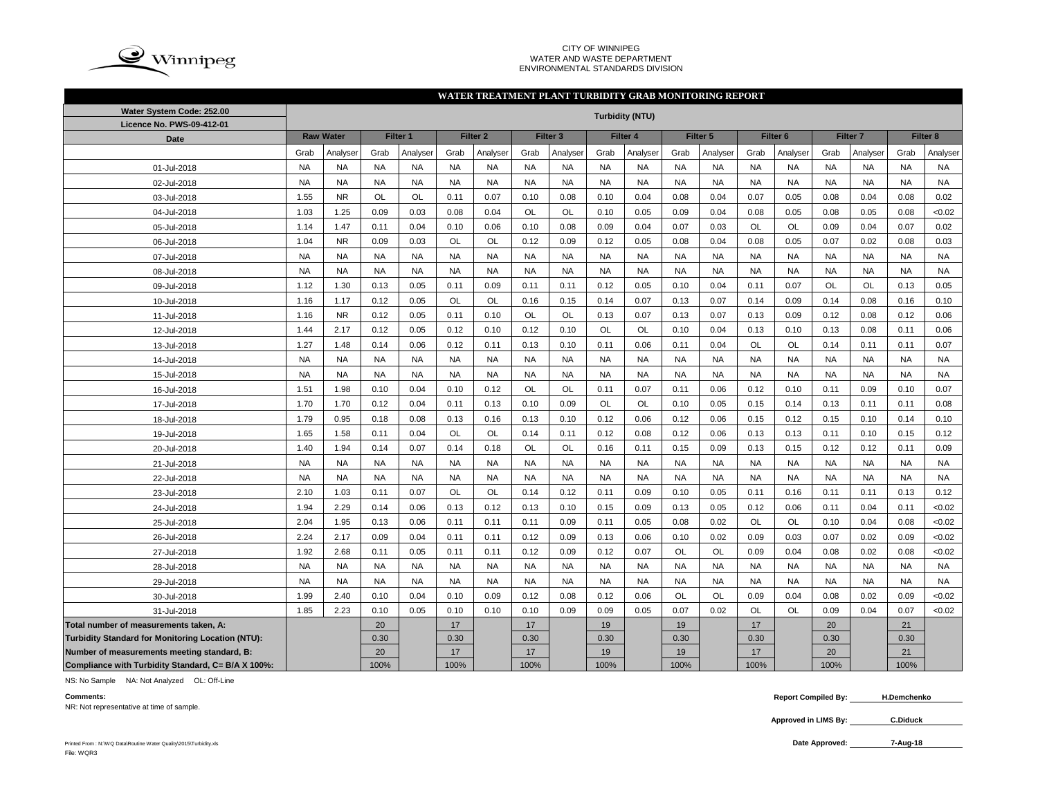CITY OF WINNIPEG
WATER AND WASTE DEPARTMENT
ENVIRONMENTAL STANDARDS DIVISION

## WATER TREATMENT PLANT TURBIDITY GRAB MONITORING REPORT

| Water System Code: 252.00 / Licence No. PWS-09-412-01 | Turbidity (NTU) | | | | | | | | | | | | | | | | | |
|---|---|---|---|---|---|---|---|---|---|---|---|---|---|---|---|---|---|---|
| Date | Raw Water | | Filter 1 | | Filter 2 | | Filter 3 | | Filter 4 | | Filter 5 | | Filter 6 | | Filter 7 | | Filter 8 | |
| | Grab | Analyser | Grab | Analyser | Grab | Analyser | Grab | Analyser | Grab | Analyser | Grab | Analyser | Grab | Analyser | Grab | Analyser | Grab | Analyser |
| 01-Jul-2018 | NA | NA | NA | NA | NA | NA | NA | NA | NA | NA | NA | NA | NA | NA | NA | NA | NA | NA |
| 02-Jul-2018 | NA | NA | NA | NA | NA | NA | NA | NA | NA | NA | NA | NA | NA | NA | NA | NA | NA | NA |
| 03-Jul-2018 | 1.55 | NR | OL | OL | 0.11 | 0.07 | 0.10 | 0.08 | 0.10 | 0.04 | 0.08 | 0.04 | 0.07 | 0.05 | 0.08 | 0.04 | 0.08 | 0.02 |
| 04-Jul-2018 | 1.03 | 1.25 | 0.09 | 0.03 | 0.08 | 0.04 | OL | OL | 0.10 | 0.05 | 0.09 | 0.04 | 0.08 | 0.05 | 0.08 | 0.05 | 0.08 | <0.02 |
| 05-Jul-2018 | 1.14 | 1.47 | 0.11 | 0.04 | 0.10 | 0.06 | 0.10 | 0.08 | 0.09 | 0.04 | 0.07 | 0.03 | OL | OL | 0.09 | 0.04 | 0.07 | 0.02 |
| 06-Jul-2018 | 1.04 | NR | 0.09 | 0.03 | OL | OL | 0.12 | 0.09 | 0.12 | 0.05 | 0.08 | 0.04 | 0.08 | 0.05 | 0.07 | 0.02 | 0.08 | 0.03 |
| 07-Jul-2018 | NA | NA | NA | NA | NA | NA | NA | NA | NA | NA | NA | NA | NA | NA | NA | NA | NA | NA |
| 08-Jul-2018 | NA | NA | NA | NA | NA | NA | NA | NA | NA | NA | NA | NA | NA | NA | NA | NA | NA | NA |
| 09-Jul-2018 | 1.12 | 1.30 | 0.13 | 0.05 | 0.11 | 0.09 | 0.11 | 0.11 | 0.12 | 0.05 | 0.10 | 0.04 | 0.11 | 0.07 | OL | OL | 0.13 | 0.05 |
| 10-Jul-2018 | 1.16 | 1.17 | 0.12 | 0.05 | OL | OL | 0.16 | 0.15 | 0.14 | 0.07 | 0.13 | 0.07 | 0.14 | 0.09 | 0.14 | 0.08 | 0.16 | 0.10 |
| 11-Jul-2018 | 1.16 | NR | 0.12 | 0.05 | 0.11 | 0.10 | OL | OL | 0.13 | 0.07 | 0.13 | 0.07 | 0.13 | 0.09 | 0.12 | 0.08 | 0.12 | 0.06 |
| 12-Jul-2018 | 1.44 | 2.17 | 0.12 | 0.05 | 0.12 | 0.10 | 0.12 | 0.10 | OL | OL | 0.10 | 0.04 | 0.13 | 0.10 | 0.13 | 0.08 | 0.11 | 0.06 |
| 13-Jul-2018 | 1.27 | 1.48 | 0.14 | 0.06 | 0.12 | 0.11 | 0.13 | 0.10 | 0.11 | 0.06 | 0.11 | 0.04 | OL | OL | 0.14 | 0.11 | 0.11 | 0.07 |
| 14-Jul-2018 | NA | NA | NA | NA | NA | NA | NA | NA | NA | NA | NA | NA | NA | NA | NA | NA | NA | NA |
| 15-Jul-2018 | NA | NA | NA | NA | NA | NA | NA | NA | NA | NA | NA | NA | NA | NA | NA | NA | NA | NA |
| 16-Jul-2018 | 1.51 | 1.98 | 0.10 | 0.04 | 0.10 | 0.12 | OL | OL | 0.11 | 0.07 | 0.11 | 0.06 | 0.12 | 0.10 | 0.11 | 0.09 | 0.10 | 0.07 |
| 17-Jul-2018 | 1.70 | 1.70 | 0.12 | 0.04 | 0.11 | 0.13 | 0.10 | 0.09 | OL | OL | 0.10 | 0.05 | 0.15 | 0.14 | 0.13 | 0.11 | 0.11 | 0.08 |
| 18-Jul-2018 | 1.79 | 0.95 | 0.18 | 0.08 | 0.13 | 0.16 | 0.13 | 0.10 | 0.12 | 0.06 | 0.12 | 0.06 | 0.15 | 0.12 | 0.15 | 0.10 | 0.14 | 0.10 |
| 19-Jul-2018 | 1.65 | 1.58 | 0.11 | 0.04 | OL | OL | 0.14 | 0.11 | 0.12 | 0.08 | 0.12 | 0.06 | 0.13 | 0.13 | 0.11 | 0.10 | 0.15 | 0.12 |
| 20-Jul-2018 | 1.40 | 1.94 | 0.14 | 0.07 | 0.14 | 0.18 | OL | OL | 0.16 | 0.11 | 0.15 | 0.09 | 0.13 | 0.15 | 0.12 | 0.12 | 0.11 | 0.09 |
| 21-Jul-2018 | NA | NA | NA | NA | NA | NA | NA | NA | NA | NA | NA | NA | NA | NA | NA | NA | NA | NA |
| 22-Jul-2018 | NA | NA | NA | NA | NA | NA | NA | NA | NA | NA | NA | NA | NA | NA | NA | NA | NA | NA |
| 23-Jul-2018 | 2.10 | 1.03 | 0.11 | 0.07 | OL | OL | 0.14 | 0.12 | 0.11 | 0.09 | 0.10 | 0.05 | 0.11 | 0.16 | 0.11 | 0.11 | 0.13 | 0.12 |
| 24-Jul-2018 | 1.94 | 2.29 | 0.14 | 0.06 | 0.13 | 0.12 | 0.13 | 0.10 | 0.15 | 0.09 | 0.13 | 0.05 | 0.12 | 0.06 | 0.11 | 0.04 | 0.11 | <0.02 |
| 25-Jul-2018 | 2.04 | 1.95 | 0.13 | 0.06 | 0.11 | 0.11 | 0.11 | 0.09 | 0.11 | 0.05 | 0.08 | 0.02 | OL | OL | 0.10 | 0.04 | 0.08 | <0.02 |
| 26-Jul-2018 | 2.24 | 2.17 | 0.09 | 0.04 | 0.11 | 0.11 | 0.12 | 0.09 | 0.13 | 0.06 | 0.10 | 0.02 | 0.09 | 0.03 | 0.07 | 0.02 | 0.09 | <0.02 |
| 27-Jul-2018 | 1.92 | 2.68 | 0.11 | 0.05 | 0.11 | 0.11 | 0.12 | 0.09 | 0.12 | 0.07 | OL | OL | 0.09 | 0.04 | 0.08 | 0.02 | 0.08 | <0.02 |
| 28-Jul-2018 | NA | NA | NA | NA | NA | NA | NA | NA | NA | NA | NA | NA | NA | NA | NA | NA | NA | NA |
| 29-Jul-2018 | NA | NA | NA | NA | NA | NA | NA | NA | NA | NA | NA | NA | NA | NA | NA | NA | NA | NA |
| 30-Jul-2018 | 1.99 | 2.40 | 0.10 | 0.04 | 0.10 | 0.09 | 0.12 | 0.08 | 0.12 | 0.06 | OL | OL | 0.09 | 0.04 | 0.08 | 0.02 | 0.09 | <0.02 |
| 31-Jul-2018 | 1.85 | 2.23 | 0.10 | 0.05 | 0.10 | 0.10 | 0.10 | 0.09 | 0.09 | 0.05 | 0.07 | 0.02 | OL | OL | 0.09 | 0.04 | 0.07 | <0.02 |
| Total number of measurements taken, A: | | | 20 | | 17 | | 17 | | 19 | | 19 | | 17 | | 20 | | 21 | |
| Turbidity Standard for Monitoring Location (NTU): | | | 0.30 | | 0.30 | | 0.30 | | 0.30 | | 0.30 | | 0.30 | | 0.30 | | 0.30 | |
| Number of measurements meeting standard, B: | | | 20 | | 17 | | 17 | | 19 | | 19 | | 17 | | 20 | | 21 | |
| Compliance with Turbidity Standard, C= B/A X 100%: | | | 100% | | 100% | | 100% | | 100% | | 100% | | 100% | | 100% | | 100% | |

NS: No Sample NA: Not Analyzed OL: Off-Line

**Comments:**
NR: Not representative at time of sample.

**Report Compiled By:** H.Demchenko

**Approved in LIMS By:** C.Diduck

**Date Approved:** 7-Aug-18

Printed From : N:\WQ Data\Routine Water Quality\2015\Turbidity.xls
File: WQR3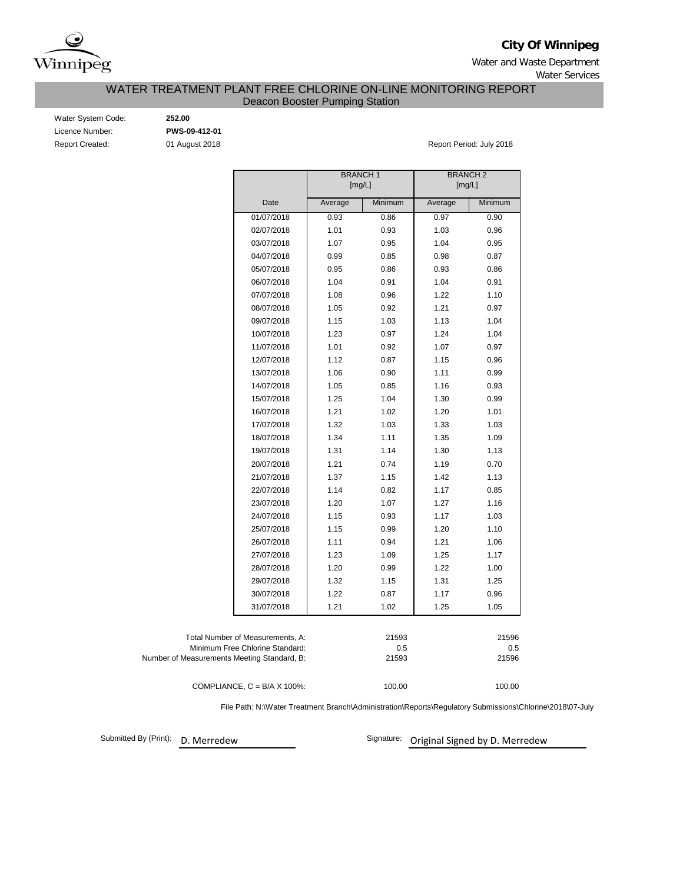Winnipeg

**City Of Winnipeg**

Water and Waste Department

Water Services

# WATER TREATMENT PLANT FREE CHLORINE ON-LINE MONITORING REPORT

## Deacon Booster Pumping Station

Water System Code: **252.00**

Licence Number: **PWS-09-412-01**

Report Created: 01 August 2018

Report Period: July 2018

| | BRANCH 1 [mg/L] | | BRANCH 2 [mg/L] | |
|---|---|---|---|---|
| Date | Average | Minimum | Average | Minimum |
| 01/07/2018 | 0.93 | 0.86 | 0.97 | 0.90 |
| 02/07/2018 | 1.01 | 0.93 | 1.03 | 0.96 |
| 03/07/2018 | 1.07 | 0.95 | 1.04 | 0.95 |
| 04/07/2018 | 0.99 | 0.85 | 0.98 | 0.87 |
| 05/07/2018 | 0.95 | 0.86 | 0.93 | 0.86 |
| 06/07/2018 | 1.04 | 0.91 | 1.04 | 0.91 |
| 07/07/2018 | 1.08 | 0.96 | 1.22 | 1.10 |
| 08/07/2018 | 1.05 | 0.92 | 1.21 | 0.97 |
| 09/07/2018 | 1.15 | 1.03 | 1.13 | 1.04 |
| 10/07/2018 | 1.23 | 0.97 | 1.24 | 1.04 |
| 11/07/2018 | 1.01 | 0.92 | 1.07 | 0.97 |
| 12/07/2018 | 1.12 | 0.87 | 1.15 | 0.96 |
| 13/07/2018 | 1.06 | 0.90 | 1.11 | 0.99 |
| 14/07/2018 | 1.05 | 0.85 | 1.16 | 0.93 |
| 15/07/2018 | 1.25 | 1.04 | 1.30 | 0.99 |
| 16/07/2018 | 1.21 | 1.02 | 1.20 | 1.01 |
| 17/07/2018 | 1.32 | 1.03 | 1.33 | 1.03 |
| 18/07/2018 | 1.34 | 1.11 | 1.35 | 1.09 |
| 19/07/2018 | 1.31 | 1.14 | 1.30 | 1.13 |
| 20/07/2018 | 1.21 | 0.74 | 1.19 | 0.70 |
| 21/07/2018 | 1.37 | 1.15 | 1.42 | 1.13 |
| 22/07/2018 | 1.14 | 0.82 | 1.17 | 0.85 |
| 23/07/2018 | 1.20 | 1.07 | 1.27 | 1.16 |
| 24/07/2018 | 1.15 | 0.93 | 1.17 | 1.03 |
| 25/07/2018 | 1.15 | 0.99 | 1.20 | 1.10 |
| 26/07/2018 | 1.11 | 0.94 | 1.21 | 1.06 |
| 27/07/2018 | 1.23 | 1.09 | 1.25 | 1.17 |
| 28/07/2018 | 1.20 | 0.99 | 1.22 | 1.00 |
| 29/07/2018 | 1.32 | 1.15 | 1.31 | 1.25 |
| 30/07/2018 | 1.22 | 0.87 | 1.17 | 0.96 |
| 31/07/2018 | 1.21 | 1.02 | 1.25 | 1.05 |

| | Branch 1 | Branch 2 |
|---|---|---|
| Total Number of Measurements, A: | 21593 | 21596 |
| Minimum Free Chlorine Standard: | 0.5 | 0.5 |
| Number of Measurements Meeting Standard, B: | 21593 | 21596 |
| COMPLIANCE, C = B/A X 100%: | 100.00 | 100.00 |

File Path: N:\Water Treatment Branch\Administration\Reports\Regulatory Submissions\Chlorine\2018\07-July

Submitted By (Print): D. Merredew

Signature: Original Signed by D. Merredew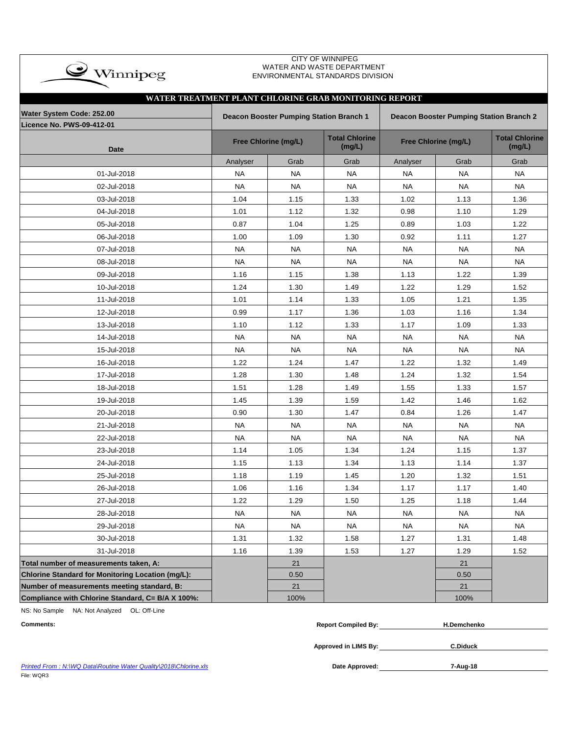CITY OF WINNIPEG
WATER AND WASTE DEPARTMENT
ENVIRONMENTAL STANDARDS DIVISION

## WATER TREATMENT PLANT CHLORINE GRAB MONITORING REPORT

| Water System Code: 252.00<br>Licence No. PWS-09-412-01 | Deacon Booster Pumping Station Branch 1 | | | Deacon Booster Pumping Station Branch 2 | | |
|---|---|---|---|---|---|---|
| Date | Free Chlorine (mg/L) | | Total Chlorine (mg/L) | Free Chlorine (mg/L) | | Total Chlorine (mg/L) |
| | Analyser | Grab | Grab | Analyser | Grab | Grab |
| 01-Jul-2018 | NA | NA | NA | NA | NA | NA |
| 02-Jul-2018 | NA | NA | NA | NA | NA | NA |
| 03-Jul-2018 | 1.04 | 1.15 | 1.33 | 1.02 | 1.13 | 1.36 |
| 04-Jul-2018 | 1.01 | 1.12 | 1.32 | 0.98 | 1.10 | 1.29 |
| 05-Jul-2018 | 0.87 | 1.04 | 1.25 | 0.89 | 1.03 | 1.22 |
| 06-Jul-2018 | 1.00 | 1.09 | 1.30 | 0.92 | 1.11 | 1.27 |
| 07-Jul-2018 | NA | NA | NA | NA | NA | NA |
| 08-Jul-2018 | NA | NA | NA | NA | NA | NA |
| 09-Jul-2018 | 1.16 | 1.15 | 1.38 | 1.13 | 1.22 | 1.39 |
| 10-Jul-2018 | 1.24 | 1.30 | 1.49 | 1.22 | 1.29 | 1.52 |
| 11-Jul-2018 | 1.01 | 1.14 | 1.33 | 1.05 | 1.21 | 1.35 |
| 12-Jul-2018 | 0.99 | 1.17 | 1.36 | 1.03 | 1.16 | 1.34 |
| 13-Jul-2018 | 1.10 | 1.12 | 1.33 | 1.17 | 1.09 | 1.33 |
| 14-Jul-2018 | NA | NA | NA | NA | NA | NA |
| 15-Jul-2018 | NA | NA | NA | NA | NA | NA |
| 16-Jul-2018 | 1.22 | 1.24 | 1.47 | 1.22 | 1.32 | 1.49 |
| 17-Jul-2018 | 1.28 | 1.30 | 1.48 | 1.24 | 1.32 | 1.54 |
| 18-Jul-2018 | 1.51 | 1.28 | 1.49 | 1.55 | 1.33 | 1.57 |
| 19-Jul-2018 | 1.45 | 1.39 | 1.59 | 1.42 | 1.46 | 1.62 |
| 20-Jul-2018 | 0.90 | 1.30 | 1.47 | 0.84 | 1.26 | 1.47 |
| 21-Jul-2018 | NA | NA | NA | NA | NA | NA |
| 22-Jul-2018 | NA | NA | NA | NA | NA | NA |
| 23-Jul-2018 | 1.14 | 1.05 | 1.34 | 1.24 | 1.15 | 1.37 |
| 24-Jul-2018 | 1.15 | 1.13 | 1.34 | 1.13 | 1.14 | 1.37 |
| 25-Jul-2018 | 1.18 | 1.19 | 1.45 | 1.20 | 1.32 | 1.51 |
| 26-Jul-2018 | 1.06 | 1.16 | 1.34 | 1.17 | 1.17 | 1.40 |
| 27-Jul-2018 | 1.22 | 1.29 | 1.50 | 1.25 | 1.18 | 1.44 |
| 28-Jul-2018 | NA | NA | NA | NA | NA | NA |
| 29-Jul-2018 | NA | NA | NA | NA | NA | NA |
| 30-Jul-2018 | 1.31 | 1.32 | 1.58 | 1.27 | 1.31 | 1.48 |
| 31-Jul-2018 | 1.16 | 1.39 | 1.53 | 1.27 | 1.29 | 1.52 |
| **Total number of measurements taken, A:** | | 21 | | | 21 | |
| **Chlorine Standard for Monitoring Location (mg/L):** | | 0.50 | | | 0.50 | |
| **Number of measurements meeting standard, B:** | | 21 | | | 21 | |
| **Compliance with Chlorine Standard, C= B/A X 100%:** | | 100% | | | 100% | |

NS: No Sample NA: Not Analyzed OL: Off-Line

**Comments:**

**Report Compiled By:** H.Demchenko

**Approved in LIMS By:** C.Diduck

**Date Approved:** 7-Aug-18

*Printed From : N:\WQ Data\Routine Water Quality\2018\Chlorine.xls*

File: WQR3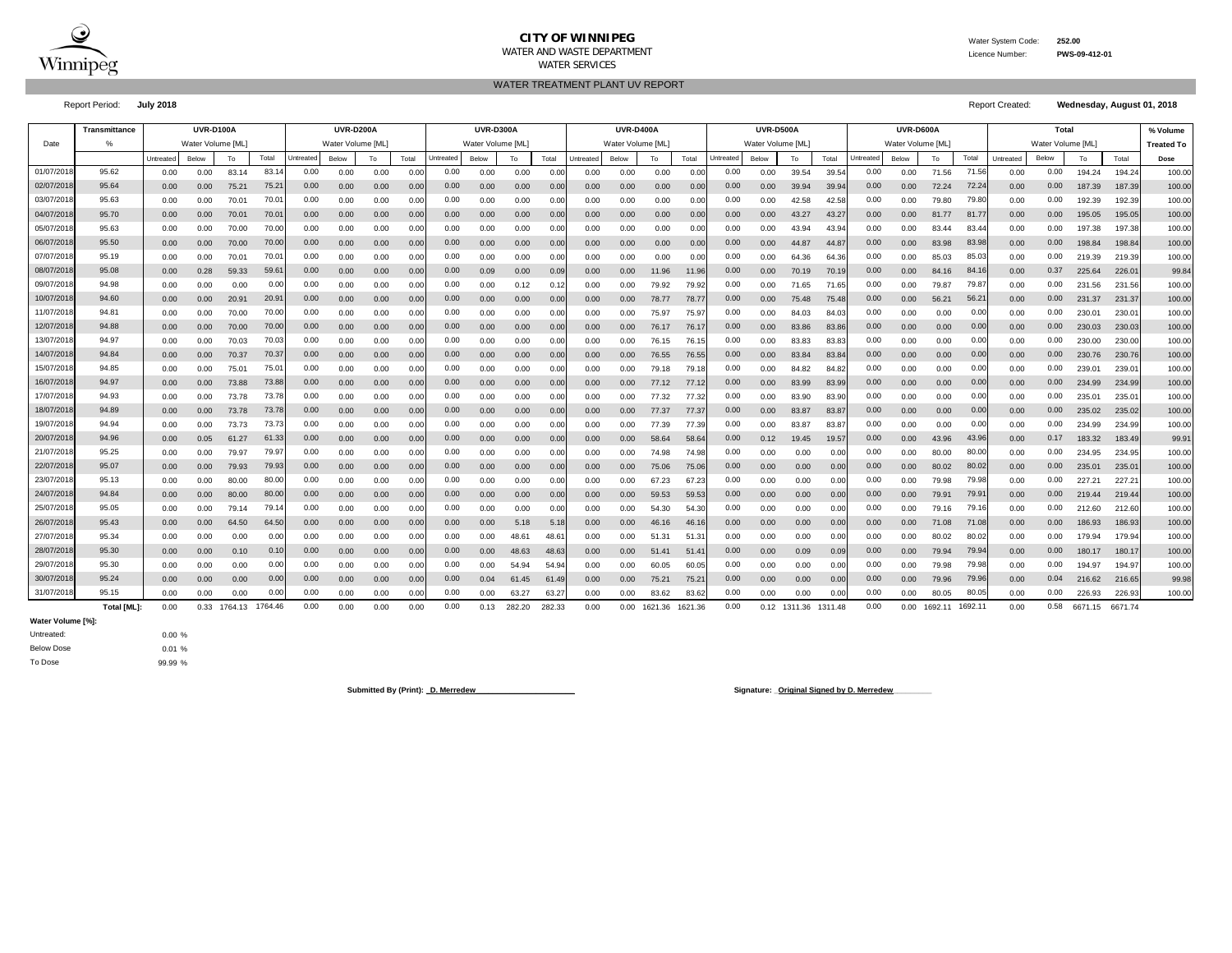**CITY OF WINNIPEG**
WATER AND WASTE DEPARTMENT
WATER SERVICES

Water System Code: **252.00**
Licence Number: **PWS-09-412-01**

## WATER TREATMENT PLANT UV REPORT

Report Period: **July 2018**

Report Created: **Wednesday, August 01, 2018**

| Date | Transmittance | UVR-D100A | | | | UVR-D200A | | | | UVR-D300A | | | | UVR-D400A | | | | UVR-D500A | | | | UVR-D600A | | | | Total | | | | % Volume |
|---|---|---|---|---|---|---|---|---|---|---|---|---|---|---|---|---|---|---|---|---|---|---|---|---|---|---|---|---|---|---|
| | % | Water Volume [ML] | | | | Water Volume [ML] | | | | Water Volume [ML] | | | | Water Volume [ML] | | | | Water Volume [ML] | | | | Water Volume [ML] | | | | Water Volume [ML] | | | | Treated To |
| | | Untreated | Below | To | Total | Untreated | Below | To | Total | Untreated | Below | To | Total | Untreated | Below | To | Total | Untreated | Below | To | Total | Untreated | Below | To | Total | Untreated | Below | To | Total | Dose |
| 01/07/2018 | 95.62 | 0.00 | 0.00 | 83.14 | 83.14 | 0.00 | 0.00 | 0.00 | 0.00 | 0.00 | 0.00 | 0.00 | 0.00 | 0.00 | 0.00 | 0.00 | 0.00 | 0.00 | 0.00 | 39.54 | 39.54 | 0.00 | 0.00 | 71.56 | 71.56 | 0.00 | 0.00 | 194.24 | 194.24 | 100.00 |
| 02/07/2018 | 95.64 | 0.00 | 0.00 | 75.21 | 75.21 | 0.00 | 0.00 | 0.00 | 0.00 | 0.00 | 0.00 | 0.00 | 0.00 | 0.00 | 0.00 | 0.00 | 0.00 | 0.00 | 0.00 | 39.94 | 39.94 | 0.00 | 0.00 | 72.24 | 72.24 | 0.00 | 0.00 | 187.39 | 187.39 | 100.00 |
| 03/07/2018 | 95.63 | 0.00 | 0.00 | 70.01 | 70.01 | 0.00 | 0.00 | 0.00 | 0.00 | 0.00 | 0.00 | 0.00 | 0.00 | 0.00 | 0.00 | 0.00 | 0.00 | 0.00 | 0.00 | 42.58 | 42.58 | 0.00 | 0.00 | 79.80 | 79.80 | 0.00 | 0.00 | 192.39 | 192.39 | 100.00 |
| 04/07/2018 | 95.70 | 0.00 | 0.00 | 70.01 | 70.01 | 0.00 | 0.00 | 0.00 | 0.00 | 0.00 | 0.00 | 0.00 | 0.00 | 0.00 | 0.00 | 0.00 | 0.00 | 0.00 | 0.00 | 43.27 | 43.27 | 0.00 | 0.00 | 81.77 | 81.77 | 0.00 | 0.00 | 195.05 | 195.05 | 100.00 |
| 05/07/2018 | 95.63 | 0.00 | 0.00 | 70.00 | 70.00 | 0.00 | 0.00 | 0.00 | 0.00 | 0.00 | 0.00 | 0.00 | 0.00 | 0.00 | 0.00 | 0.00 | 0.00 | 0.00 | 0.00 | 43.94 | 43.94 | 0.00 | 0.00 | 83.44 | 83.44 | 0.00 | 0.00 | 197.38 | 197.38 | 100.00 |
| 06/07/2018 | 95.50 | 0.00 | 0.00 | 70.00 | 70.00 | 0.00 | 0.00 | 0.00 | 0.00 | 0.00 | 0.00 | 0.00 | 0.00 | 0.00 | 0.00 | 0.00 | 0.00 | 0.00 | 0.00 | 44.87 | 44.87 | 0.00 | 0.00 | 83.98 | 83.98 | 0.00 | 0.00 | 198.84 | 198.84 | 100.00 |
| 07/07/2018 | 95.19 | 0.00 | 0.00 | 70.01 | 70.01 | 0.00 | 0.00 | 0.00 | 0.00 | 0.00 | 0.00 | 0.00 | 0.00 | 0.00 | 0.00 | 0.00 | 0.00 | 0.00 | 0.00 | 64.36 | 64.36 | 0.00 | 0.00 | 85.03 | 85.03 | 0.00 | 0.00 | 219.39 | 219.39 | 100.00 |
| 08/07/2018 | 95.08 | 0.00 | 0.28 | 59.33 | 59.61 | 0.00 | 0.00 | 0.00 | 0.00 | 0.00 | 0.09 | 0.00 | 0.09 | 0.00 | 0.00 | 11.96 | 11.96 | 0.00 | 0.00 | 70.19 | 70.19 | 0.00 | 0.00 | 84.16 | 84.16 | 0.00 | 0.37 | 225.64 | 226.01 | 99.84 |
| 09/07/2018 | 94.98 | 0.00 | 0.00 | 0.00 | 0.00 | 0.00 | 0.00 | 0.00 | 0.00 | 0.00 | 0.00 | 0.12 | 0.12 | 0.00 | 0.00 | 79.92 | 79.92 | 0.00 | 0.00 | 71.65 | 71.65 | 0.00 | 0.00 | 79.87 | 79.87 | 0.00 | 0.00 | 231.56 | 231.56 | 100.00 |
| 10/07/2018 | 94.60 | 0.00 | 0.00 | 20.91 | 20.91 | 0.00 | 0.00 | 0.00 | 0.00 | 0.00 | 0.00 | 0.00 | 0.00 | 0.00 | 0.00 | 78.77 | 78.77 | 0.00 | 0.00 | 75.48 | 75.48 | 0.00 | 0.00 | 56.21 | 56.21 | 0.00 | 0.00 | 231.37 | 231.37 | 100.00 |
| 11/07/2018 | 94.81 | 0.00 | 0.00 | 70.00 | 70.00 | 0.00 | 0.00 | 0.00 | 0.00 | 0.00 | 0.00 | 0.00 | 0.00 | 0.00 | 0.00 | 75.97 | 75.97 | 0.00 | 0.00 | 84.03 | 84.03 | 0.00 | 0.00 | 0.00 | 0.00 | 0.00 | 0.00 | 230.01 | 230.01 | 100.00 |
| 12/07/2018 | 94.88 | 0.00 | 0.00 | 70.00 | 70.00 | 0.00 | 0.00 | 0.00 | 0.00 | 0.00 | 0.00 | 0.00 | 0.00 | 0.00 | 0.00 | 76.17 | 76.17 | 0.00 | 0.00 | 83.86 | 83.86 | 0.00 | 0.00 | 0.00 | 0.00 | 0.00 | 0.00 | 230.03 | 230.03 | 100.00 |
| 13/07/2018 | 94.97 | 0.00 | 0.00 | 70.03 | 70.03 | 0.00 | 0.00 | 0.00 | 0.00 | 0.00 | 0.00 | 0.00 | 0.00 | 0.00 | 0.00 | 76.15 | 76.15 | 0.00 | 0.00 | 83.83 | 83.83 | 0.00 | 0.00 | 0.00 | 0.00 | 0.00 | 0.00 | 230.00 | 230.00 | 100.00 |
| 14/07/2018 | 94.84 | 0.00 | 0.00 | 70.37 | 70.37 | 0.00 | 0.00 | 0.00 | 0.00 | 0.00 | 0.00 | 0.00 | 0.00 | 0.00 | 0.00 | 76.55 | 76.55 | 0.00 | 0.00 | 83.84 | 83.84 | 0.00 | 0.00 | 0.00 | 0.00 | 0.00 | 0.00 | 230.76 | 230.76 | 100.00 |
| 15/07/2018 | 94.85 | 0.00 | 0.00 | 75.01 | 75.01 | 0.00 | 0.00 | 0.00 | 0.00 | 0.00 | 0.00 | 0.00 | 0.00 | 0.00 | 0.00 | 79.18 | 79.18 | 0.00 | 0.00 | 84.82 | 84.82 | 0.00 | 0.00 | 0.00 | 0.00 | 0.00 | 0.00 | 239.01 | 239.01 | 100.00 |
| 16/07/2018 | 94.97 | 0.00 | 0.00 | 73.88 | 73.88 | 0.00 | 0.00 | 0.00 | 0.00 | 0.00 | 0.00 | 0.00 | 0.00 | 0.00 | 0.00 | 77.12 | 77.12 | 0.00 | 0.00 | 83.99 | 83.99 | 0.00 | 0.00 | 0.00 | 0.00 | 0.00 | 0.00 | 234.99 | 234.99 | 100.00 |
| 17/07/2018 | 94.93 | 0.00 | 0.00 | 73.78 | 73.78 | 0.00 | 0.00 | 0.00 | 0.00 | 0.00 | 0.00 | 0.00 | 0.00 | 0.00 | 0.00 | 77.32 | 77.32 | 0.00 | 0.00 | 83.90 | 83.90 | 0.00 | 0.00 | 0.00 | 0.00 | 0.00 | 0.00 | 235.01 | 235.01 | 100.00 |
| 18/07/2018 | 94.89 | 0.00 | 0.00 | 73.78 | 73.78 | 0.00 | 0.00 | 0.00 | 0.00 | 0.00 | 0.00 | 0.00 | 0.00 | 0.00 | 0.00 | 77.37 | 77.37 | 0.00 | 0.00 | 83.87 | 83.87 | 0.00 | 0.00 | 0.00 | 0.00 | 0.00 | 0.00 | 235.02 | 235.02 | 100.00 |
| 19/07/2018 | 94.94 | 0.00 | 0.00 | 73.73 | 73.73 | 0.00 | 0.00 | 0.00 | 0.00 | 0.00 | 0.00 | 0.00 | 0.00 | 0.00 | 0.00 | 77.39 | 77.39 | 0.00 | 0.00 | 83.87 | 83.87 | 0.00 | 0.00 | 0.00 | 0.00 | 0.00 | 0.00 | 234.99 | 234.99 | 100.00 |
| 20/07/2018 | 94.96 | 0.00 | 0.05 | 61.27 | 61.33 | 0.00 | 0.00 | 0.00 | 0.00 | 0.00 | 0.00 | 0.00 | 0.00 | 0.00 | 0.00 | 58.64 | 58.64 | 0.00 | 0.12 | 19.45 | 19.57 | 0.00 | 0.00 | 43.96 | 43.96 | 0.00 | 0.17 | 183.32 | 183.49 | 99.91 |
| 21/07/2018 | 95.25 | 0.00 | 0.00 | 79.97 | 79.97 | 0.00 | 0.00 | 0.00 | 0.00 | 0.00 | 0.00 | 0.00 | 0.00 | 0.00 | 0.00 | 74.98 | 74.98 | 0.00 | 0.00 | 0.00 | 0.00 | 0.00 | 0.00 | 80.00 | 80.00 | 0.00 | 0.00 | 234.95 | 234.95 | 100.00 |
| 22/07/2018 | 95.07 | 0.00 | 0.00 | 79.93 | 79.93 | 0.00 | 0.00 | 0.00 | 0.00 | 0.00 | 0.00 | 0.00 | 0.00 | 0.00 | 0.00 | 75.06 | 75.06 | 0.00 | 0.00 | 0.00 | 0.00 | 0.00 | 0.00 | 80.02 | 80.02 | 0.00 | 0.00 | 235.01 | 235.01 | 100.00 |
| 23/07/2018 | 95.13 | 0.00 | 0.00 | 80.00 | 80.00 | 0.00 | 0.00 | 0.00 | 0.00 | 0.00 | 0.00 | 0.00 | 0.00 | 0.00 | 0.00 | 67.23 | 67.23 | 0.00 | 0.00 | 0.00 | 0.00 | 0.00 | 0.00 | 79.98 | 79.98 | 0.00 | 0.00 | 227.21 | 227.21 | 100.00 |
| 24/07/2018 | 94.84 | 0.00 | 0.00 | 80.00 | 80.00 | 0.00 | 0.00 | 0.00 | 0.00 | 0.00 | 0.00 | 0.00 | 0.00 | 0.00 | 0.00 | 59.53 | 59.53 | 0.00 | 0.00 | 0.00 | 0.00 | 0.00 | 0.00 | 79.91 | 79.91 | 0.00 | 0.00 | 219.44 | 219.44 | 100.00 |
| 25/07/2018 | 95.05 | 0.00 | 0.00 | 79.14 | 79.14 | 0.00 | 0.00 | 0.00 | 0.00 | 0.00 | 0.00 | 0.00 | 0.00 | 0.00 | 0.00 | 54.30 | 54.30 | 0.00 | 0.00 | 0.00 | 0.00 | 0.00 | 0.00 | 79.16 | 79.16 | 0.00 | 0.00 | 212.60 | 212.60 | 100.00 |
| 26/07/2018 | 95.43 | 0.00 | 0.00 | 64.50 | 64.50 | 0.00 | 0.00 | 0.00 | 0.00 | 0.00 | 0.00 | 5.18 | 5.18 | 0.00 | 0.00 | 46.16 | 46.16 | 0.00 | 0.00 | 0.00 | 0.00 | 0.00 | 0.00 | 71.08 | 71.08 | 0.00 | 0.00 | 186.93 | 186.93 | 100.00 |
| 27/07/2018 | 95.34 | 0.00 | 0.00 | 0.00 | 0.00 | 0.00 | 0.00 | 0.00 | 0.00 | 0.00 | 0.00 | 48.61 | 48.61 | 0.00 | 0.00 | 51.31 | 51.31 | 0.00 | 0.00 | 0.00 | 0.00 | 0.00 | 0.00 | 80.02 | 80.02 | 0.00 | 0.00 | 179.94 | 179.94 | 100.00 |
| 28/07/2018 | 95.30 | 0.00 | 0.00 | 0.10 | 0.10 | 0.00 | 0.00 | 0.00 | 0.00 | 0.00 | 0.00 | 48.63 | 48.63 | 0.00 | 0.00 | 51.41 | 51.41 | 0.00 | 0.00 | 0.09 | 0.09 | 0.00 | 0.00 | 79.94 | 79.94 | 0.00 | 0.00 | 180.17 | 180.17 | 100.00 |
| 29/07/2018 | 95.30 | 0.00 | 0.00 | 0.00 | 0.00 | 0.00 | 0.00 | 0.00 | 0.00 | 0.00 | 0.00 | 54.94 | 54.94 | 0.00 | 0.00 | 60.05 | 60.05 | 0.00 | 0.00 | 0.00 | 0.00 | 0.00 | 0.00 | 79.98 | 79.98 | 0.00 | 0.00 | 194.97 | 194.97 | 100.00 |
| 30/07/2018 | 95.24 | 0.00 | 0.00 | 0.00 | 0.00 | 0.00 | 0.00 | 0.00 | 0.00 | 0.00 | 0.04 | 61.45 | 61.49 | 0.00 | 0.00 | 75.21 | 75.21 | 0.00 | 0.00 | 0.00 | 0.00 | 0.00 | 0.00 | 79.96 | 79.96 | 0.00 | 0.04 | 216.62 | 216.65 | 99.98 |
| 31/07/2018 | 95.15 | 0.00 | 0.00 | 0.00 | 0.00 | 0.00 | 0.00 | 0.00 | 0.00 | 0.00 | 0.00 | 63.27 | 63.27 | 0.00 | 0.00 | 83.62 | 83.62 | 0.00 | 0.00 | 0.00 | 0.00 | 0.00 | 0.00 | 80.05 | 80.05 | 0.00 | 0.00 | 226.93 | 226.93 | 100.00 |
| | **Total [ML]:** | 0.00 | 0.33 | 1764.13 | 1764.46 | 0.00 | 0.00 | 0.00 | 0.00 | 0.00 | 0.13 | 282.20 | 282.33 | 0.00 | 0.00 | 1621.36 | 1621.36 | 0.00 | 0.12 | 1311.36 | 1311.48 | 0.00 | 0.00 | 1692.11 | 1692.11 | 0.00 | 0.58 | 6671.15 | 6671.74 | |

**Water Volume [%]:**

| | |
|---|---|
| Untreated: | 0.00 % |
| Below Dose | 0.01 % |
| To Dose | 99.99 % |

**Submitted By (Print): _D. Merredew_**

**Signature: _Original Signed by D. Merredew_**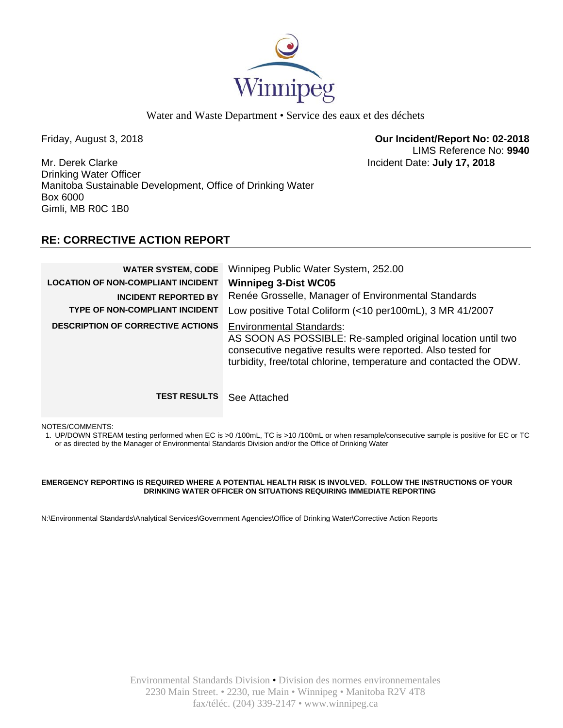Winnipeg

Water and Waste Department • Service des eaux et des déchets

Friday, August 3, 2018

**Our Incident/Report No: 02-2018**
LIMS Reference No: **9940**
Incident Date: **July 17, 2018**

Mr. Derek Clarke
Drinking Water Officer
Manitoba Sustainable Development, Office of Drinking Water
Box 6000
Gimli, MB R0C 1B0

## RE: CORRECTIVE ACTION REPORT

| | |
|---|---|
| **WATER SYSTEM, CODE** | Winnipeg Public Water System, 252.00 |
| **LOCATION OF NON-COMPLIANT INCIDENT** | **Winnipeg 3-Dist WC05** |
| **INCIDENT REPORTED BY** | Renée Grosselle, Manager of Environmental Standards |
| **TYPE OF NON-COMPLIANT INCIDENT** | Low positive Total Coliform (<10 per100mL), 3 MR 41/2007 |
| **DESCRIPTION OF CORRECTIVE ACTIONS** | Environmental Standards: AS SOON AS POSSIBLE: Re-sampled original location until two consecutive negative results were reported. Also tested for turbidity, free/total chlorine, temperature and contacted the ODW. |
| **TEST RESULTS** | See Attached |

NOTES/COMMENTS:

1. UP/DOWN STREAM testing performed when EC is >0 /100mL, TC is >10 /100mL or when resample/consecutive sample is positive for EC or TC or as directed by the Manager of Environmental Standards Division and/or the Office of Drinking Water

**EMERGENCY REPORTING IS REQUIRED WHERE A POTENTIAL HEALTH RISK IS INVOLVED. FOLLOW THE INSTRUCTIONS OF YOUR DRINKING WATER OFFICER ON SITUATIONS REQUIRING IMMEDIATE REPORTING**

N:\Environmental Standards\Analytical Services\Government Agencies\Office of Drinking Water\Corrective Action Reports

Environmental Standards Division • Division des normes environnementales
2230 Main Street. • 2230, rue Main • Winnipeg • Manitoba R2V 4T8
fax/téléc. (204) 339-2147 • www.winnipeg.ca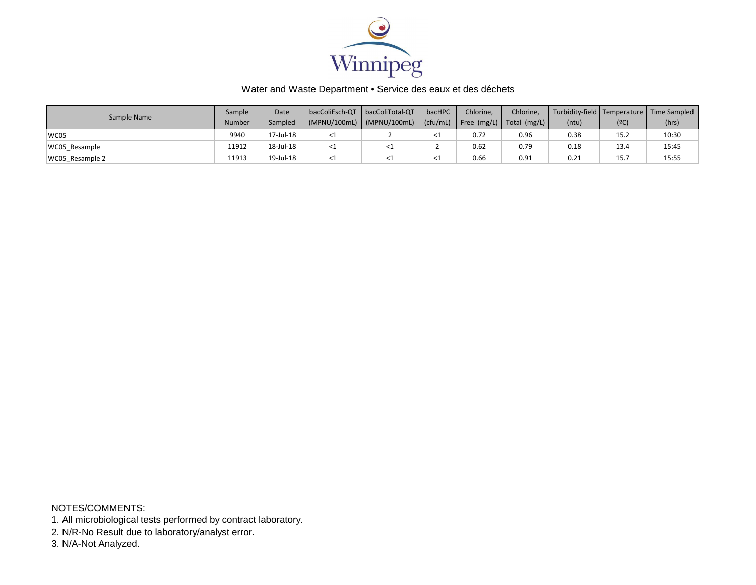Water and Waste Department • Service des eaux et des déchets

| Sample Name | Sample Number | Date Sampled | bacColiEsch-QT (MPNU/100mL) | bacColiTotal-QT (MPNU/100mL) | bacHPC (cfu/mL) | Chlorine, Free (mg/L) | Chlorine, Total (mg/L) | Turbidity-field (ntu) | Temperature (ºC) | Time Sampled (hrs) |
|---|---|---|---|---|---|---|---|---|---|---|
| WC05 | 9940 | 17-Jul-18 | <1 | 2 | <1 | 0.72 | 0.96 | 0.38 | 15.2 | 10:30 |
| WC05_Resample | 11912 | 18-Jul-18 | <1 | <1 | 2 | 0.62 | 0.79 | 0.18 | 13.4 | 15:45 |
| WC05_Resample 2 | 11913 | 19-Jul-18 | <1 | <1 | <1 | 0.66 | 0.91 | 0.21 | 15.7 | 15:55 |

NOTES/COMMENTS:

1. All microbiological tests performed by contract laboratory.
2. N/R-No Result due to laboratory/analyst error.
3. N/A-Not Analyzed.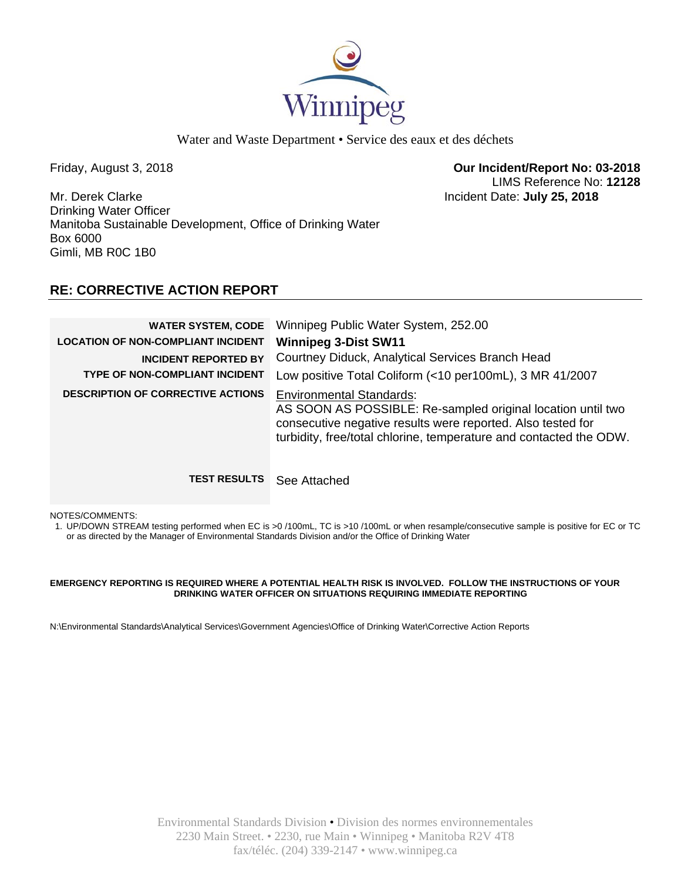Water and Waste Department • Service des eaux et des déchets

Friday, August 3, 2018

**Our Incident/Report No: 03-2018**
LIMS Reference No: **12128**
Incident Date: **July 25, 2018**

Mr. Derek Clarke
Drinking Water Officer
Manitoba Sustainable Development, Office of Drinking Water
Box 6000
Gimli, MB R0C 1B0

## RE: CORRECTIVE ACTION REPORT

| | |
|---|---|
| **WATER SYSTEM, CODE** | Winnipeg Public Water System, 252.00 |
| **LOCATION OF NON-COMPLIANT INCIDENT** | **Winnipeg 3-Dist SW11** |
| **INCIDENT REPORTED BY** | Courtney Diduck, Analytical Services Branch Head |
| **TYPE OF NON-COMPLIANT INCIDENT** | Low positive Total Coliform (<10 per100mL), 3 MR 41/2007 |
| **DESCRIPTION OF CORRECTIVE ACTIONS** | Environmental Standards: AS SOON AS POSSIBLE: Re-sampled original location until two consecutive negative results were reported. Also tested for turbidity, free/total chlorine, temperature and contacted the ODW. |
| **TEST RESULTS** | See Attached |

NOTES/COMMENTS:

1. UP/DOWN STREAM testing performed when EC is >0 /100mL, TC is >10 /100mL or when resample/consecutive sample is positive for EC or TC or as directed by the Manager of Environmental Standards Division and/or the Office of Drinking Water

**EMERGENCY REPORTING IS REQUIRED WHERE A POTENTIAL HEALTH RISK IS INVOLVED. FOLLOW THE INSTRUCTIONS OF YOUR DRINKING WATER OFFICER ON SITUATIONS REQUIRING IMMEDIATE REPORTING**

N:\Environmental Standards\Analytical Services\Government Agencies\Office of Drinking Water\Corrective Action Reports

Environmental Standards Division • Division des normes environnementales
2230 Main Street. • 2230, rue Main • Winnipeg • Manitoba R2V 4T8
fax/téléc. (204) 339-2147 • www.winnipeg.ca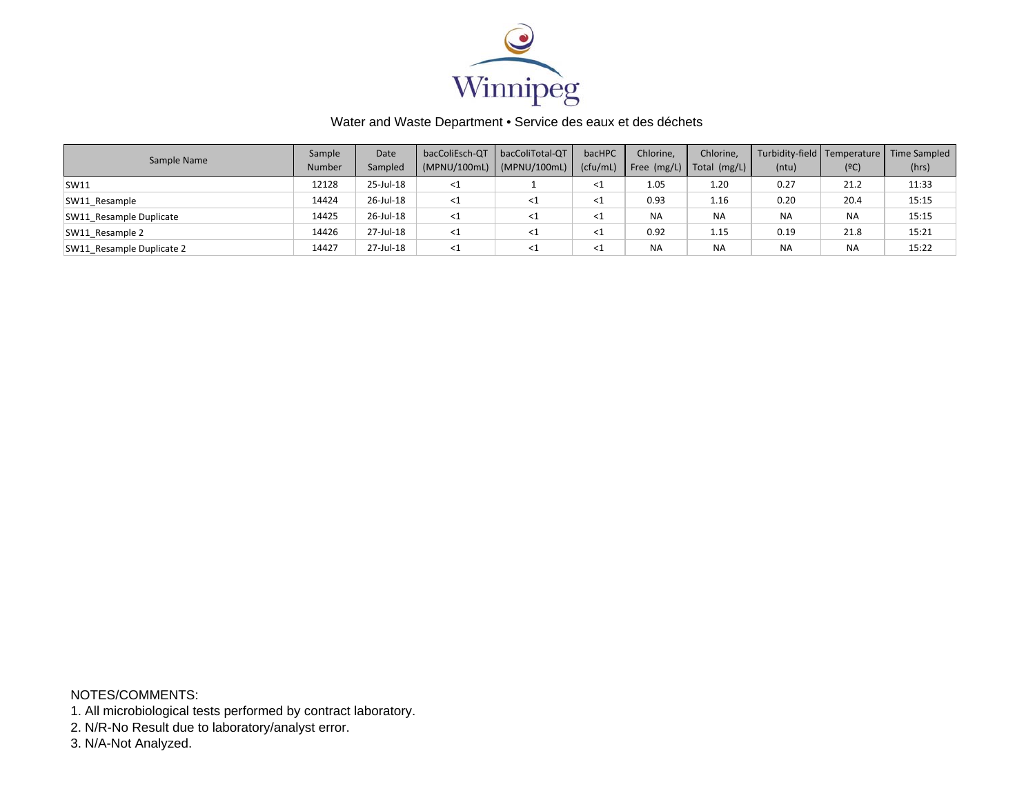Winnipeg

Water and Waste Department • Service des eaux et des déchets

| Sample Name | Sample Number | Date Sampled | bacColiEsch-QT (MPNU/100mL) | bacColiTotal-QT (MPNU/100mL) | bacHPC (cfu/mL) | Chlorine, Free (mg/L) | Chlorine, Total (mg/L) | Turbidity-field (ntu) | Temperature (ºC) | Time Sampled (hrs) |
|---|---|---|---|---|---|---|---|---|---|---|
| SW11 | 12128 | 25-Jul-18 | <1 | 1 | <1 | 1.05 | 1.20 | 0.27 | 21.2 | 11:33 |
| SW11_Resample | 14424 | 26-Jul-18 | <1 | <1 | <1 | 0.93 | 1.16 | 0.20 | 20.4 | 15:15 |
| SW11_Resample Duplicate | 14425 | 26-Jul-18 | <1 | <1 | <1 | NA | NA | NA | NA | 15:15 |
| SW11_Resample 2 | 14426 | 27-Jul-18 | <1 | <1 | <1 | 0.92 | 1.15 | 0.19 | 21.8 | 15:21 |
| SW11_Resample Duplicate 2 | 14427 | 27-Jul-18 | <1 | <1 | <1 | NA | NA | NA | NA | 15:22 |

NOTES/COMMENTS:
1. All microbiological tests performed by contract laboratory.
2. N/R-No Result due to laboratory/analyst error.
3. N/A-Not Analyzed.